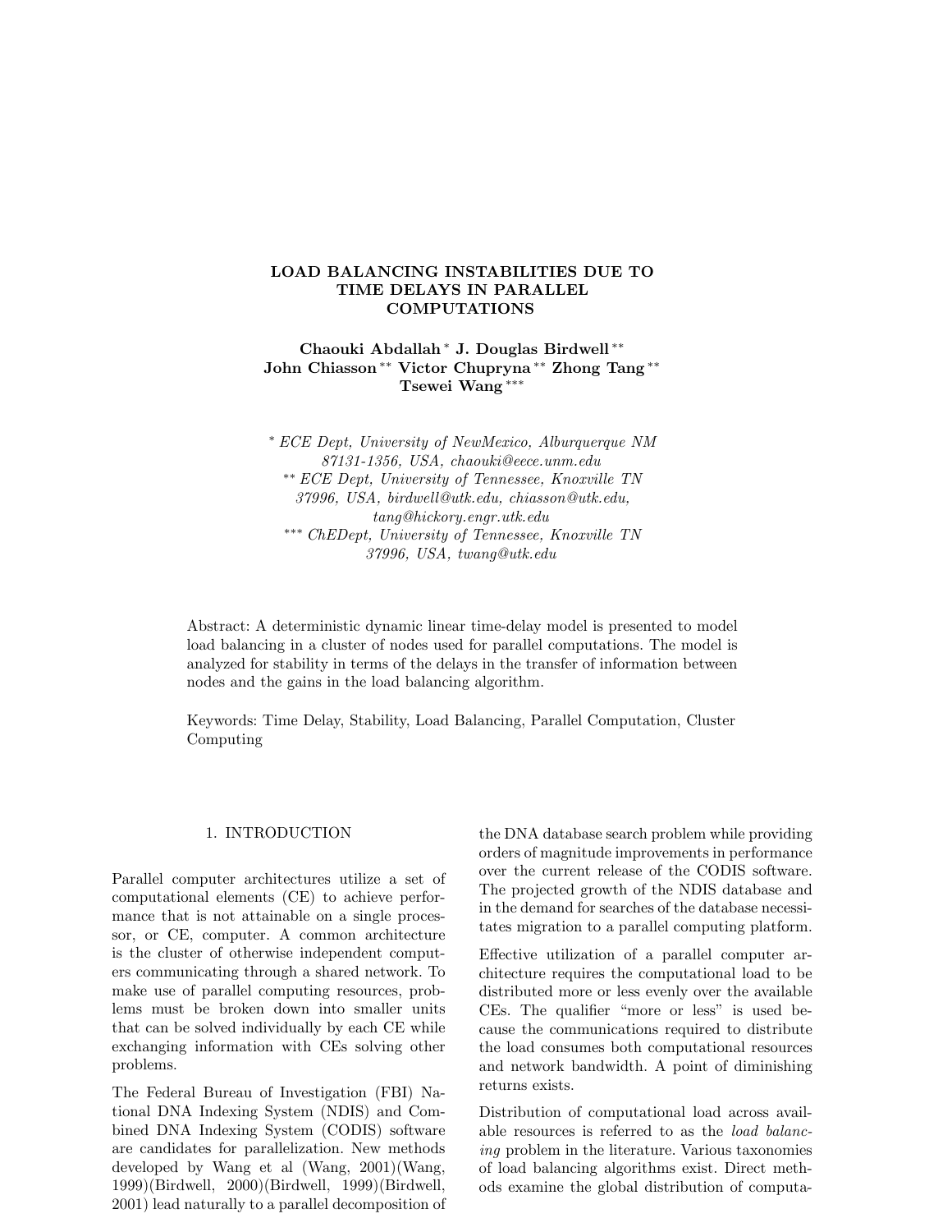# LOAD BALANCING INSTABILITIES DUE TO TIME DELAYS IN PARALLEL COMPUTATIONS

**Chaouki Abdallah** [*] **J. Douglas Birdwell** [**] **John Chiasson** [**] **Victor Chupryna** [**] **Zhong Tang** [**] **Tsewei Wang** [***]

[*] *ECE Dept, University of NewMexico, Alburquerque NM 87131-1356, USA, chaouki@eece.unm.edu*
[**] *ECE Dept, University of Tennessee, Knoxville TN 37996, USA, birdwell@utk.edu, chiasson@utk.edu, tang@hickory.engr.utk.edu*
[***] *ChEDept, University of Tennessee, Knoxville TN 37996, USA, twang@utk.edu*

Abstract: A deterministic dynamic linear time-delay model is presented to model load balancing in a cluster of nodes used for parallel computations. The model is analyzed for stability in terms of the delays in the transfer of information between nodes and the gains in the load balancing algorithm.

Keywords: Time Delay, Stability, Load Balancing, Parallel Computation, Cluster Computing

## 1. INTRODUCTION

Parallel computer architectures utilize a set of computational elements (CE) to achieve performance that is not attainable on a single processor, or CE, computer. A common architecture is the cluster of otherwise independent computers communicating through a shared network. To make use of parallel computing resources, problems must be broken down into smaller units that can be solved individually by each CE while exchanging information with CEs solving other problems.

The Federal Bureau of Investigation (FBI) National DNA Indexing System (NDIS) and Combined DNA Indexing System (CODIS) software are candidates for parallelization. New methods developed by Wang et al (Wang, 2001)(Wang, 1999)(Birdwell, 2000)(Birdwell, 1999)(Birdwell, 2001) lead naturally to a parallel decomposition of the DNA database search problem while providing orders of magnitude improvements in performance over the current release of the CODIS software. The projected growth of the NDIS database and in the demand for searches of the database necessitates migration to a parallel computing platform.

Effective utilization of a parallel computer architecture requires the computational load to be distributed more or less evenly over the available CEs. The qualifier "more or less" is used because the communications required to distribute the load consumes both computational resources and network bandwidth. A point of diminishing returns exists.

Distribution of computational load across available resources is referred to as the *load balancing* problem in the literature. Various taxonomies of load balancing algorithms exist. Direct methods examine the global distribution of computa-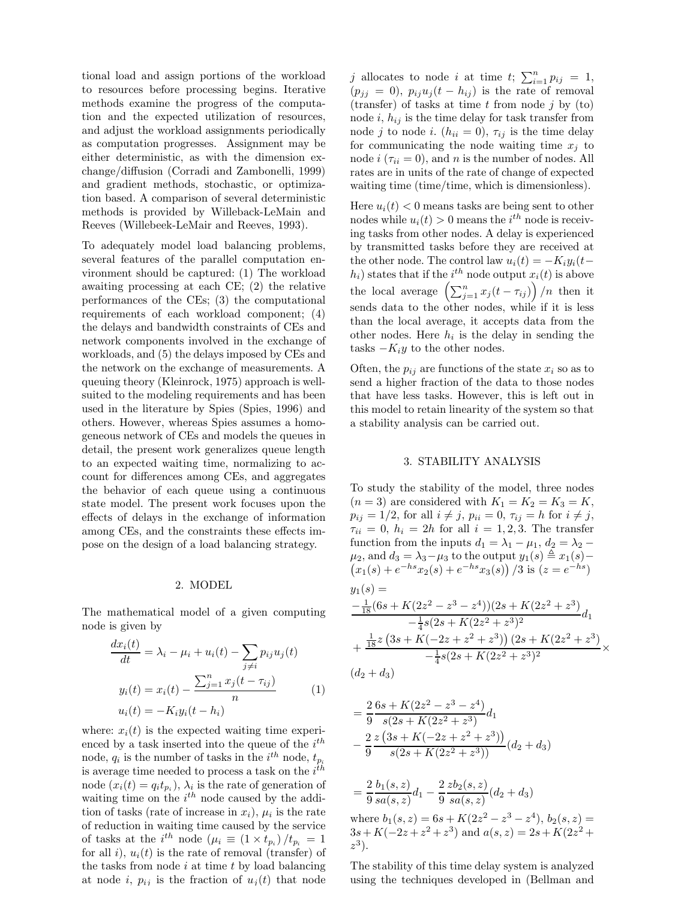tional load and assign portions of the workload to resources before processing begins. Iterative methods examine the progress of the computation and the expected utilization of resources, and adjust the workload assignments periodically as computation progresses. Assignment may be either deterministic, as with the dimension exchange/diffusion (Corradi and Zambonelli, 1999) and gradient methods, stochastic, or optimization based. A comparison of several deterministic methods is provided by Willeback-LeMain and Reeves (Willebeek-LeMair and Reeves, 1993).

To adequately model load balancing problems, several features of the parallel computation environment should be captured: (1) The workload awaiting processing at each CE; (2) the relative performances of the CEs; (3) the computational requirements of each workload component; (4) the delays and bandwidth constraints of CEs and network components involved in the exchange of workloads, and (5) the delays imposed by CEs and the network on the exchange of measurements. A queuing theory (Kleinrock, 1975) approach is well-suited to the modeling requirements and has been used in the literature by Spies (Spies, 1996) and others. However, whereas Spies assumes a homogeneous network of CEs and models the queues in detail, the present work generalizes queue length to an expected waiting time, normalizing to account for differences among CEs, and aggregates the behavior of each queue using a continuous state model. The present work focuses upon the effects of delays in the exchange of information among CEs, and the constraints these effects impose on the design of a load balancing strategy.

## 2. MODEL

The mathematical model of a given computing node is given by

$$\begin{aligned}
\frac{dx_i(t)}{dt} &= \lambda_i - \mu_i + u_i(t) - \sum_{j \neq i} p_{ij} u_j(t) \\
y_i(t) &= x_i(t) - \frac{\sum_{j=1}^{n} x_j(t - \tau_{ij})}{n} \qquad (1) \\
u_i(t) &= -K_i y_i(t - h_i)
\end{aligned}$$

where: $x_i(t)$ is the expected waiting time experienced by a task inserted into the queue of the $i^{th}$ node, $q_i$ is the number of tasks in the $i^{th}$ node, $t_{p_i}$ is average time needed to process a task on the $i^{th}$ node ($x_i(t) = q_i t_{p_i}$), $\lambda_i$ is the rate of generation of waiting time on the $i^{th}$ node caused by the addition of tasks (rate of increase in $x_i$), $\mu_i$ is the rate of reduction in waiting time caused by the service of tasks at the $i^{th}$ node ($\mu_i \equiv (1 \times t_{p_i})/t_{p_i} = 1$ for all $i$), $u_i(t)$ is the rate of removal (transfer) of the tasks from node $i$ at time $t$ by load balancing at node $i$, $p_{ij}$ is the fraction of $u_j(t)$ that node $j$ allocates to node $i$ at time $t$; $\sum_{i=1}^{n} p_{ij} = 1$, ($p_{jj} = 0$), $p_{ij} u_j(t - h_{ij})$ is the rate of removal (transfer) of tasks at time $t$ from node $j$ by (to) node $i$, $h_{ij}$ is the time delay for task transfer from node $j$ to node $i$. ($h_{ii} = 0$), $\tau_{ij}$ is the time delay for communicating the node waiting time $x_j$ to node $i$ ($\tau_{ii} = 0$), and $n$ is the number of nodes. All rates are in units of the rate of change of expected waiting time (time/time, which is dimensionless).

Here $u_i(t) < 0$ means tasks are being sent to other nodes while $u_i(t) > 0$ means the $i^{th}$ node is receiving tasks from other nodes. A delay is experienced by transmitted tasks before they are received at the other node. The control law $u_i(t) = -K_i y_i(t - h_i)$ states that if the $i^{th}$ node output $x_i(t)$ is above the local average $\left(\sum_{j=1}^{n} x_j(t - \tau_{ij})\right)/n$ then it sends data to the other nodes, while if it is less than the local average, it accepts data from the other nodes. Here $h_i$ is the delay in sending the tasks $-K_i y$ to the other nodes.

Often, the $p_{ij}$ are functions of the state $x_i$ so as to send a higher fraction of the data to those nodes that have less tasks. However, this is left out in this model to retain linearity of the system so that a stability analysis can be carried out.

## 3. STABILITY ANALYSIS

To study the stability of the model, three nodes ($n = 3$) are considered with $K_1 = K_2 = K_3 = K$, $p_{ij} = 1/2$, for all $i \neq j$, $p_{ii} = 0$, $\tau_{ij} = h$ for $i \neq j$, $\tau_{ii} = 0$, $h_i = 2h$ for all $i = 1, 2, 3$. The transfer function from the inputs $d_1 = \lambda_1 - \mu_1$, $d_2 = \lambda_2 - \mu_2$, and $d_3 = \lambda_3 - \mu_3$ to the output $y_1(s) \triangleq x_1(s) - \left(x_1(s) + e^{-hs}x_2(s) + e^{-hs}x_3(s)\right)/3$ is ($z = e^{-hs}$)

$$\begin{aligned}
y_1(s) &= \\
&\frac{-\frac{1}{18}(6s + K(2z^2 - z^3 - z^4))(2s + K(2z^2 + z^3))}{-\frac{1}{4}s(2s + K(2z^2 + z^3)^2}d_1 \\
&+ \frac{\frac{1}{18}z\left(3s + K(-2z + z^2 + z^3)\right)(2s + K(2z^2 + z^3)}{-\frac{1}{4}s(2s + K(2z^2 + z^3)^2} \times \\
&(d_2 + d_3)
\end{aligned}$$

$$\begin{aligned}
&= \frac{2}{9}\frac{6s + K(2z^2 - z^3 - z^4)}{s(2s + K(2z^2 + z^3)}d_1 \\
&\quad - \frac{2}{9}\frac{z\left(3s + K(-2z + z^2 + z^3)\right)}{s(2s + K(2z^2 + z^3))}(d_2 + d_3)
\end{aligned}$$

$$= \frac{2}{9}\frac{b_1(s,z)}{sa(s,z)}d_1 - \frac{2}{9}\frac{zb_2(s,z)}{sa(s,z)}(d_2 + d_3)$$

where $b_1(s,z) = 6s + K(2z^2 - z^3 - z^4)$, $b_2(s,z) = 3s + K(-2z + z^2 + z^3)$ and $a(s,z) = 2s + K(2z^2 + z^3)$.

The stability of this time delay system is analyzed using the techniques developed in (Bellman and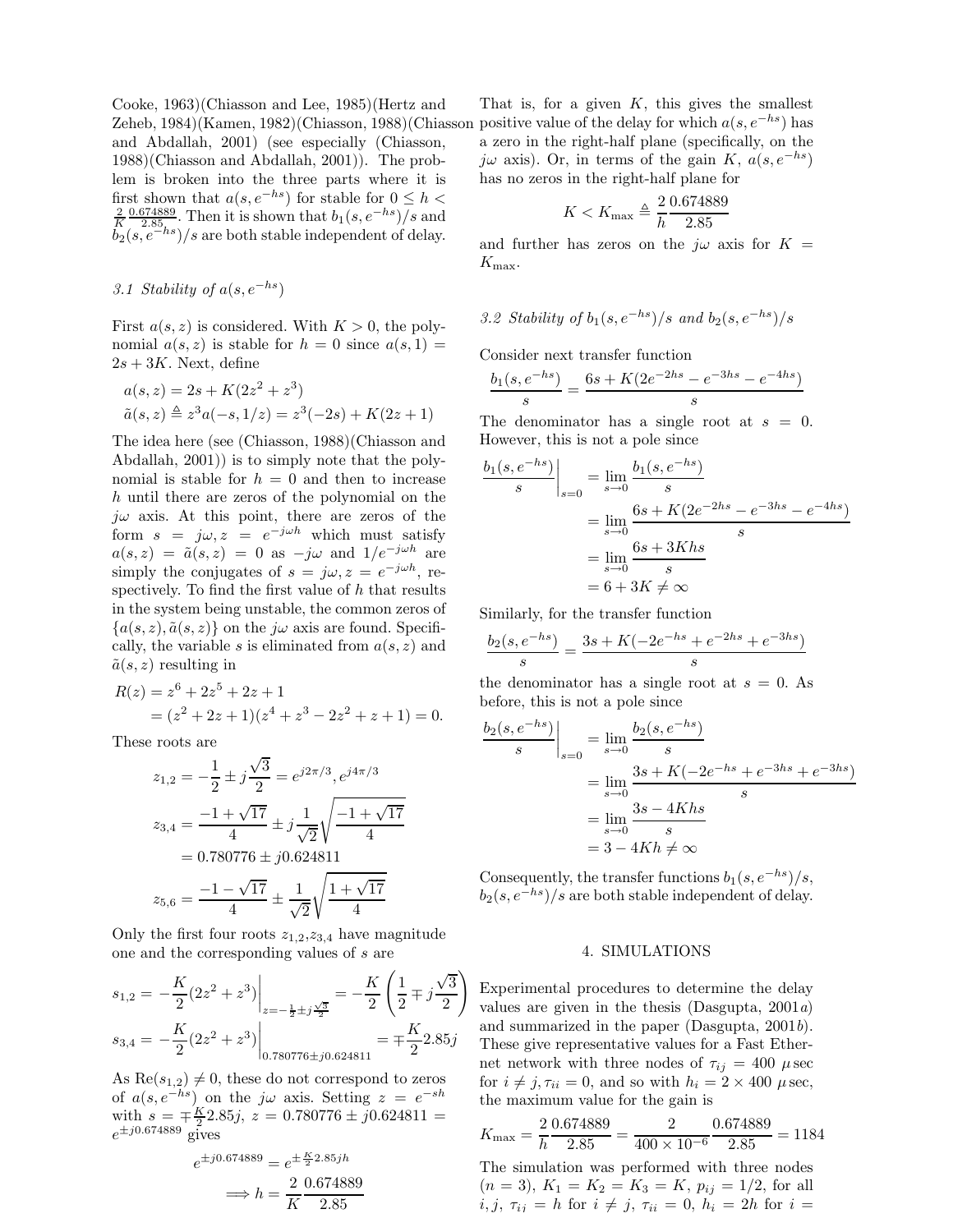Cooke, 1963)(Chiasson and Lee, 1985)(Hertz and Zeheb, 1984)(Kamen, 1982)(Chiasson, 1988)(Chiasson and Abdallah, 2001) (see especially (Chiasson, 1988)(Chiasson and Abdallah, 2001)). The problem is broken into the three parts where it is first shown that $a(s, e^{-hs})$ for stable for $0 \le h < \frac{2}{K}\frac{0.674889}{2.85}$. Then it is shown that $b_1(s, e^{-hs})/s$ and $b_2(s, e^{-hs})/s$ are both stable independent of delay.

### 3.1 Stability of $a(s, e^{-hs})$

First $a(s, z)$ is considered. With $K > 0$, the polynomial $a(s, z)$ is stable for $h = 0$ since $a(s, 1) = 2s + 3K$. Next, define

$$
\begin{aligned}
a(s, z) &= 2s + K(2z^2 + z^3) \\
\tilde{a}(s, z) &\triangleq z^3 a(-s, 1/z) = z^3(-2s) + K(2z + 1)
\end{aligned}
$$

The idea here (see (Chiasson, 1988)(Chiasson and Abdallah, 2001)) is to simply note that the polynomial is stable for $h = 0$ and then to increase $h$ until there are zeros of the polynomial on the $j\omega$ axis. At this point, there are zeros of the form $s = j\omega, z = e^{-j\omega h}$ which must satisfy $a(s, z) = \tilde{a}(s, z) = 0$ as $-j\omega$ and $1/e^{-j\omega h}$ are simply the conjugates of $s = j\omega, z = e^{-j\omega h}$, respectively. To find the first value of $h$ that results in the system being unstable, the common zeros of $\{a(s, z), \tilde{a}(s, z)\}$ on the $j\omega$ axis are found. Specifically, the variable $s$ is eliminated from $a(s, z)$ and $\tilde{a}(s, z)$ resulting in

$$
\begin{aligned}
R(z) &= z^6 + 2z^5 + 2z + 1 \\
&= (z^2 + 2z + 1)(z^4 + z^3 - 2z^2 + z + 1) = 0.
\end{aligned}
$$

These roots are

$$
\begin{aligned}
z_{1,2} &= -\frac{1}{2} \pm j\frac{\sqrt{3}}{2} = e^{j2\pi/3}, e^{j4\pi/3} \\
z_{3,4} &= \frac{-1 + \sqrt{17}}{4} \pm j\frac{1}{\sqrt{2}}\sqrt{\frac{-1 + \sqrt{17}}{4}} \\
&= 0.780776 \pm j0.624811 \\
z_{5,6} &= \frac{-1 - \sqrt{17}}{4} \pm \frac{1}{\sqrt{2}}\sqrt{\frac{1 + \sqrt{17}}{4}}
\end{aligned}
$$

Only the first four roots $z_{1,2}, z_{3,4}$ have magnitude one and the corresponding values of $s$ are

$$
\begin{aligned}
s_{1,2} &= -\frac{K}{2}(2z^2 + z^3)\Big|_{z = -\frac{1}{2} \pm j\frac{\sqrt{3}}{2}} = -\frac{K}{2}\left(\frac{1}{2} \mp j\frac{\sqrt{3}}{2}\right) \\
s_{3,4} &= -\frac{K}{2}(2z^2 + z^3)\Big|_{0.780776 \pm j0.624811} = \mp\frac{K}{2}2.85j
\end{aligned}
$$

As $\mathrm{Re}(s_{1,2}) \neq 0$, these do not correspond to zeros of $a(s, e^{-hs})$ on the $j\omega$ axis. Setting $z = e^{-sh}$ with $s = \mp\frac{K}{2}2.85j$, $z = 0.780776 \pm j0.624811 = e^{\pm j0.674889}$ gives

$$
\begin{aligned}
e^{\pm j0.674889} &= e^{\pm\frac{K}{2}2.85jh} \\
\Longrightarrow h &= \frac{2}{K}\frac{0.674889}{2.85}
\end{aligned}
$$

That is, for a given $K$, this gives the smallest positive value of the delay for which $a(s, e^{-hs})$ has a zero in the right-half plane (specifically, on the $j\omega$ axis). Or, in terms of the gain $K$, $a(s, e^{-hs})$ has no zeros in the right-half plane for

$$
K < K_{\max} \triangleq \frac{2}{h}\frac{0.674889}{2.85}
$$

and further has zeros on the $j\omega$ axis for $K = K_{\max}$.

### 3.2 Stability of $b_1(s, e^{-hs})/s$ and $b_2(s, e^{-hs})/s$

Consider next transfer function

$$
\frac{b_1(s, e^{-hs})}{s} = \frac{6s + K(2e^{-2hs} - e^{-3hs} - e^{-4hs})}{s}
$$

The denominator has a single root at $s = 0$. However, this is not a pole since

$$
\begin{aligned}
\left.\frac{b_1(s, e^{-hs})}{s}\right|_{s=0} &= \lim_{s\to 0}\frac{b_1(s, e^{-hs})}{s} \\
&= \lim_{s\to 0}\frac{6s + K(2e^{-2hs} - e^{-3hs} - e^{-4hs})}{s} \\
&= \lim_{s\to 0}\frac{6s + 3Khs}{s} \\
&= 6 + 3K \neq \infty
\end{aligned}
$$

Similarly, for the transfer function

$$
\frac{b_2(s, e^{-hs})}{s} = \frac{3s + K(-2e^{-hs} + e^{-2hs} + e^{-3hs})}{s}
$$

the denominator has a single root at $s = 0$. As before, this is not a pole since

$$
\begin{aligned}
\left.\frac{b_2(s, e^{-hs})}{s}\right|_{s=0} &= \lim_{s\to 0}\frac{b_2(s, e^{-hs})}{s} \\
&= \lim_{s\to 0}\frac{3s + K(-2e^{-hs} + e^{-3hs} + e^{-3hs})}{s} \\
&= \lim_{s\to 0}\frac{3s - 4Khs}{s} \\
&= 3 - 4Kh \neq \infty
\end{aligned}
$$

Consequently, the transfer functions $b_1(s, e^{-hs})/s$, $b_2(s, e^{-hs})/s$ are both stable independent of delay.

## 4. SIMULATIONS

Experimental procedures to determine the delay values are given in the thesis (Dasgupta, 2001*a*) and summarized in the paper (Dasgupta, 2001*b*). These give representative values for a Fast Ethernet network with three nodes of $\tau_{ij} = 400\ \mu$sec for $i \neq j$, $\tau_{ii} = 0$, and so with $h_i = 2 \times 400\ \mu$sec, the maximum value for the gain is

$$
K_{\max} = \frac{2}{h}\frac{0.674889}{2.85} = \frac{2}{400 \times 10^{-6}}\frac{0.674889}{2.85} = 1184
$$

The simulation was performed with three nodes ($n = 3$), $K_1 = K_2 = K_3 = K$, $p_{ij} = 1/2$, for all $i, j$, $\tau_{ii} = h$ for $i \neq j$, $\tau_{ii} = 0$, $h_i = 2h$ for $i =$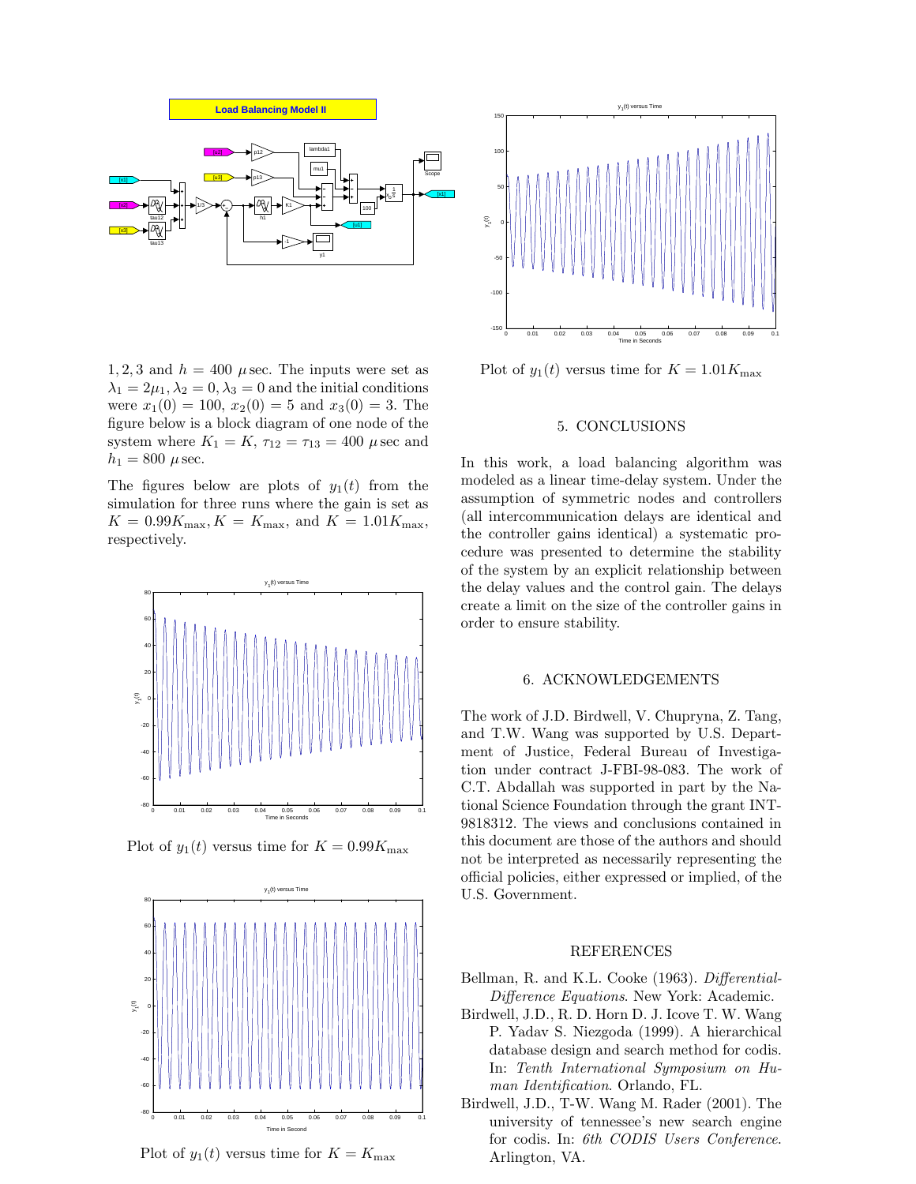$1, 2, 3$ and $h = 400\ \mu$sec. The inputs were set as $\lambda_1 = 2\mu_1, \lambda_2 = 0, \lambda_3 = 0$ and the initial conditions were $x_1(0) = 100$, $x_2(0) = 5$ and $x_3(0) = 3$. The figure below is a block diagram of one node of the system where $K_1 = K$, $\tau_{12} = \tau_{13} = 400\ \mu$sec and $h_1 = 800\ \mu$sec.

The figures below are plots of $y_1(t)$ from the simulation for three runs where the gain is set as $K = 0.99K_{\max}, K = K_{\max}$, and $K = 1.01K_{\max}$, respectively.

Plot of $y_1(t)$ versus time for $K = 0.99K_{\max}$

Plot of $y_1(t)$ versus time for $K = K_{\max}$

Plot of $y_1(t)$ versus time for $K = 1.01K_{\max}$

## 5. CONCLUSIONS

In this work, a load balancing algorithm was modeled as a linear time-delay system. Under the assumption of symmetric nodes and controllers (all intercommunication delays are identical and the controller gains identical) a systematic procedure was presented to determine the stability of the system by an explicit relationship between the delay values and the control gain. The delays create a limit on the size of the controller gains in order to ensure stability.

## 6. ACKNOWLEDGEMENTS

The work of J.D. Birdwell, V. Chupryna, Z. Tang, and T.W. Wang was supported by U.S. Department of Justice, Federal Bureau of Investigation under contract J-FBI-98-083. The work of C.T. Abdallah was supported in part by the National Science Foundation through the grant INT-9818312. The views and conclusions contained in this document are those of the authors and should not be interpreted as necessarily representing the official policies, either expressed or implied, of the U.S. Government.

## REFERENCES

Bellman, R. and K.L. Cooke (1963). *Differential-Difference Equations*. New York: Academic.

Birdwell, J.D., R. D. Horn D. J. Icove T. W. Wang P. Yadav S. Niezgoda (1999). A hierarchical database design and search method for codis. In: *Tenth International Symposium on Human Identification*. Orlando, FL.

Birdwell, J.D., T-W. Wang M. Rader (2001). The university of tennessee's new search engine for codis. In: *6th CODIS Users Conference*. Arlington, VA.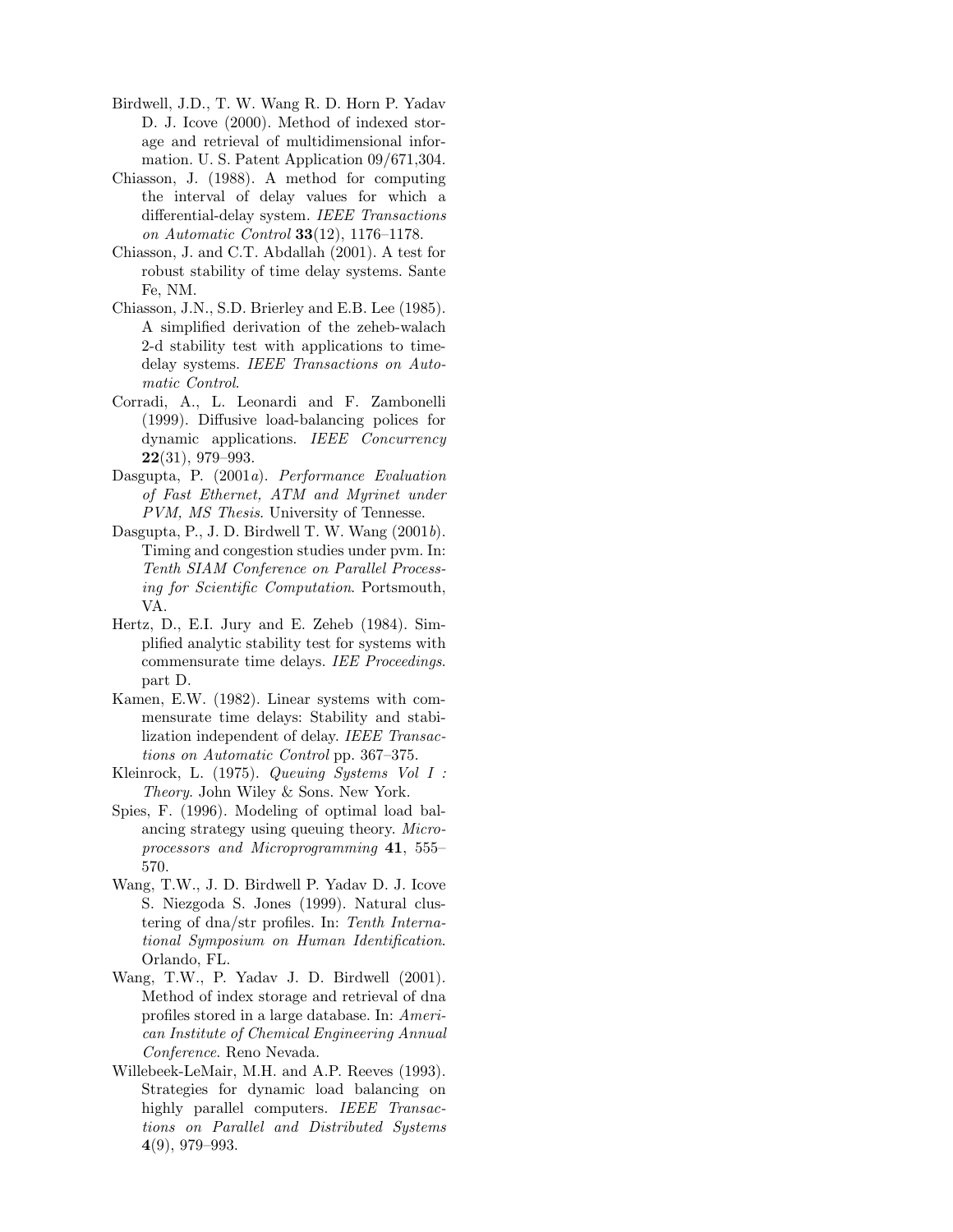Birdwell, J.D., T. W. Wang R. D. Horn P. Yadav D. J. Icove (2000). Method of indexed storage and retrieval of multidimensional information. U. S. Patent Application 09/671,304.

Chiasson, J. (1988). A method for computing the interval of delay values for which a differential-delay system. *IEEE Transactions on Automatic Control* **33**(12), 1176–1178.

Chiasson, J. and C.T. Abdallah (2001). A test for robust stability of time delay systems. Sante Fe, NM.

Chiasson, J.N., S.D. Brierley and E.B. Lee (1985). A simplified derivation of the zeheb-walach 2-d stability test with applications to time-delay systems. *IEEE Transactions on Automatic Control*.

Corradi, A., L. Leonardi and F. Zambonelli (1999). Diffusive load-balancing polices for dynamic applications. *IEEE Concurrency* **22**(31), 979–993.

Dasgupta, P. (2001*a*). *Performance Evaluation of Fast Ethernet, ATM and Myrinet under PVM, MS Thesis*. University of Tennesse.

Dasgupta, P., J. D. Birdwell T. W. Wang (2001*b*). Timing and congestion studies under pvm. In: *Tenth SIAM Conference on Parallel Processing for Scientific Computation*. Portsmouth, VA.

Hertz, D., E.I. Jury and E. Zeheb (1984). Simplified analytic stability test for systems with commensurate time delays. *IEE Proceedings*. part D.

Kamen, E.W. (1982). Linear systems with commensurate time delays: Stability and stabilization independent of delay. *IEEE Transactions on Automatic Control* pp. 367–375.

Kleinrock, L. (1975). *Queuing Systems Vol I : Theory*. John Wiley & Sons. New York.

Spies, F. (1996). Modeling of optimal load balancing strategy using queuing theory. *Microprocessors and Microprogramming* **41**, 555–570.

Wang, T.W., J. D. Birdwell P. Yadav D. J. Icove S. Niezgoda S. Jones (1999). Natural clustering of dna/str profiles. In: *Tenth International Symposium on Human Identification*. Orlando, FL.

Wang, T.W., P. Yadav J. D. Birdwell (2001). Method of index storage and retrieval of dna profiles stored in a large database. In: *American Institute of Chemical Engineering Annual Conference*. Reno Nevada.

Willebeek-LeMair, M.H. and A.P. Reeves (1993). Strategies for dynamic load balancing on highly parallel computers. *IEEE Transactions on Parallel and Distributed Systems* **4**(9), 979–993.